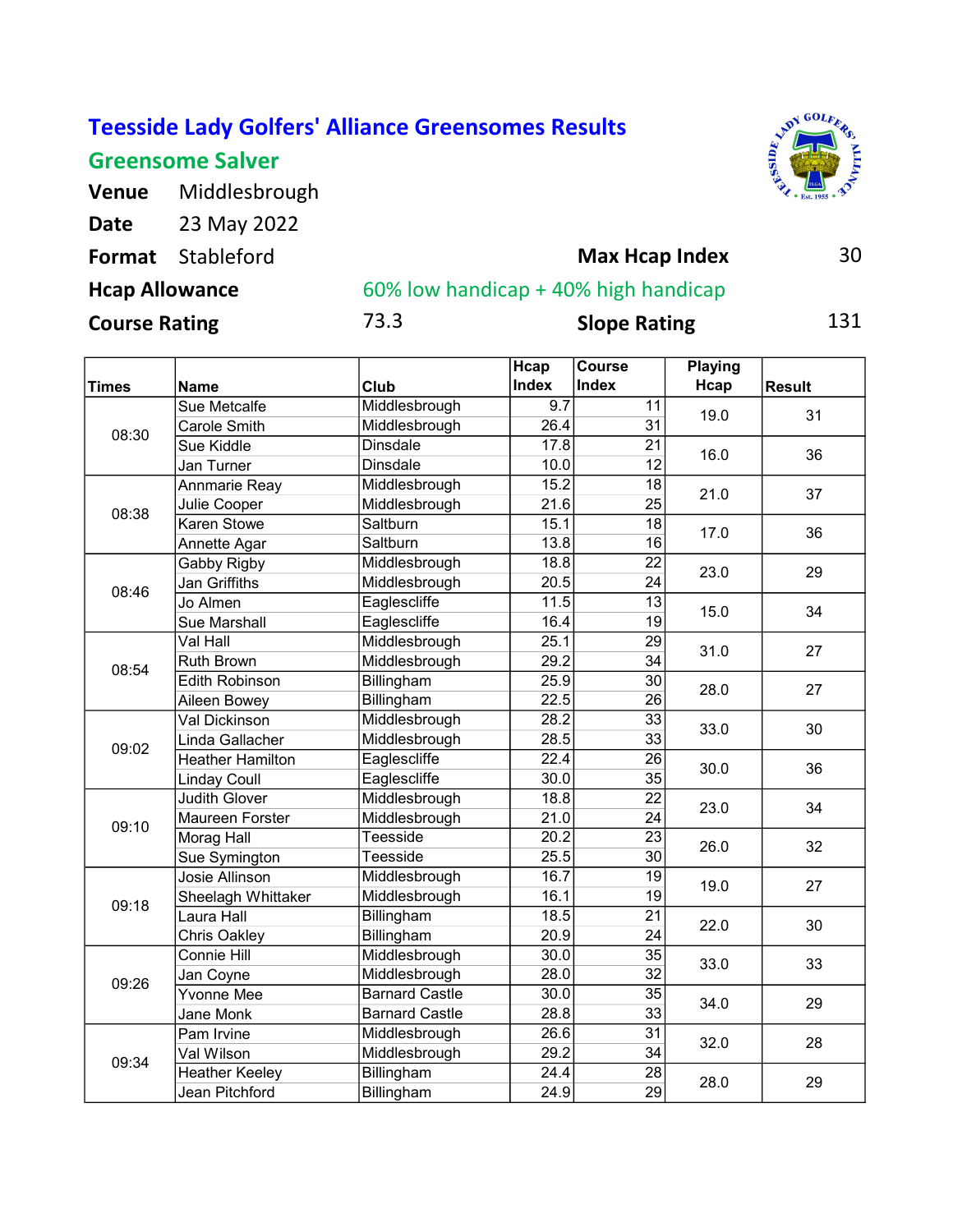# Teesside Lady Golfers' Alliance Greensomes Results

## Greensome Salver

**Venue** Middlesbrough

**Date** 23 May 2022

**Format** Stableford

**Max Hcap Index** 30

**Hcap Allowance** 60% low handicap + 40% high handicap

**Course Rating** 73.3

**Slope Rating** 131

| Times | Name | Club | Hcap Index | Course Index | Playing Hcap | Result |
|---|---|---|---|---|---|---|
| 08:30 | Sue Metcalfe | Middlesbrough | 9.7 | 11 | 19.0 | 31 |
| | Carole Smith | Middlesbrough | 26.4 | 31 | | |
| | Sue Kiddle | Dinsdale | 17.8 | 21 | 16.0 | 36 |
| | Jan Turner | Dinsdale | 10.0 | 12 | | |
| 08:38 | Annmarie Reay | Middlesbrough | 15.2 | 18 | 21.0 | 37 |
| | Julie Cooper | Middlesbrough | 21.6 | 25 | | |
| | Karen Stowe | Saltburn | 15.1 | 18 | 17.0 | 36 |
| | Annette Agar | Saltburn | 13.8 | 16 | | |
| 08:46 | Gabby Rigby | Middlesbrough | 18.8 | 22 | 23.0 | 29 |
| | Jan Griffiths | Middlesbrough | 20.5 | 24 | | |
| | Jo Almen | Eaglescliffe | 11.5 | 13 | 15.0 | 34 |
| | Sue Marshall | Eaglescliffe | 16.4 | 19 | | |
| 08:54 | Val Hall | Middlesbrough | 25.1 | 29 | 31.0 | 27 |
| | Ruth Brown | Middlesbrough | 29.2 | 34 | | |
| | Edith Robinson | Billingham | 25.9 | 30 | 28.0 | 27 |
| | Aileen Bowey | Billingham | 22.5 | 26 | | |
| 09:02 | Val Dickinson | Middlesbrough | 28.2 | 33 | 33.0 | 30 |
| | Linda Gallacher | Middlesbrough | 28.5 | 33 | | |
| | Heather Hamilton | Eaglescliffe | 22.4 | 26 | 30.0 | 36 |
| | Linday Coull | Eaglescliffe | 30.0 | 35 | | |
| 09:10 | Judith Glover | Middlesbrough | 18.8 | 22 | 23.0 | 34 |
| | Maureen Forster | Middlesbrough | 21.0 | 24 | | |
| | Morag Hall | Teesside | 20.2 | 23 | 26.0 | 32 |
| | Sue Symington | Teesside | 25.5 | 30 | | |
| 09:18 | Josie Allinson | Middlesbrough | 16.7 | 19 | 19.0 | 27 |
| | Sheelagh Whittaker | Middlesbrough | 16.1 | 19 | | |
| | Laura Hall | Billingham | 18.5 | 21 | 22.0 | 30 |
| | Chris Oakley | Billingham | 20.9 | 24 | | |
| 09:26 | Connie Hill | Middlesbrough | 30.0 | 35 | 33.0 | 33 |
| | Jan Coyne | Middlesbrough | 28.0 | 32 | | |
| | Yvonne Mee | Barnard Castle | 30.0 | 35 | 34.0 | 29 |
| | Jane Monk | Barnard Castle | 28.8 | 33 | | |
| 09:34 | Pam Irvine | Middlesbrough | 26.6 | 31 | 32.0 | 28 |
| | Val Wilson | Middlesbrough | 29.2 | 34 | | |
| | Heather Keeley | Billingham | 24.4 | 28 | 28.0 | 29 |
| | Jean Pitchford | Billingham | 24.9 | 29 | | |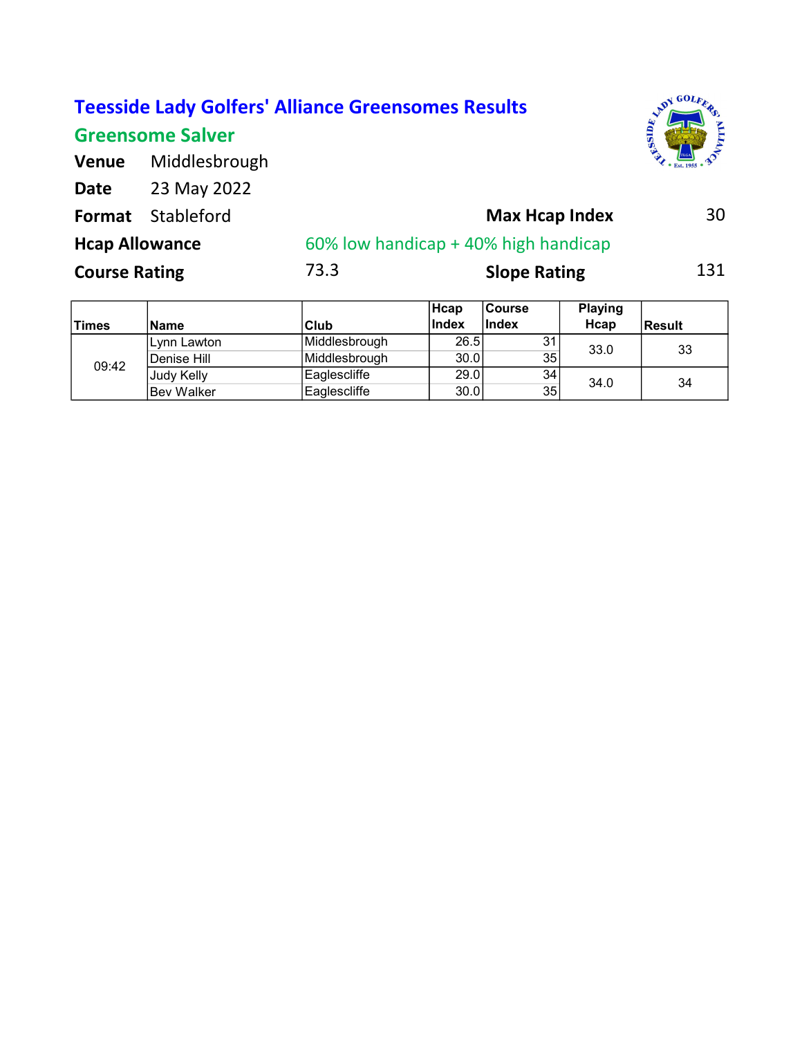# Teesside Lady Golfers' Alliance Greensomes Results

## Greensome Salver

**Venue** Middlesbrough

**Date** 23 May 2022

**Format** Stableford

**Max Hcap Index** 30

**Hcap Allowance** 60% low handicap + 40% high handicap

**Course Rating** 73.3

**Slope Rating** 131

| Times | Name | Club | Hcap Index | Course Index | Playing Hcap | Result |
|---|---|---|---|---|---|---|
| 09:42 | Lynn Lawton | Middlesbrough | 26.5 | 31 | 33.0 | 33 |
| | Denise Hill | Middlesbrough | 30.0 | 35 | | |
| | Judy Kelly | Eaglescliffe | 29.0 | 34 | 34.0 | 34 |
| | Bev Walker | Eaglescliffe | 30.0 | 35 | | |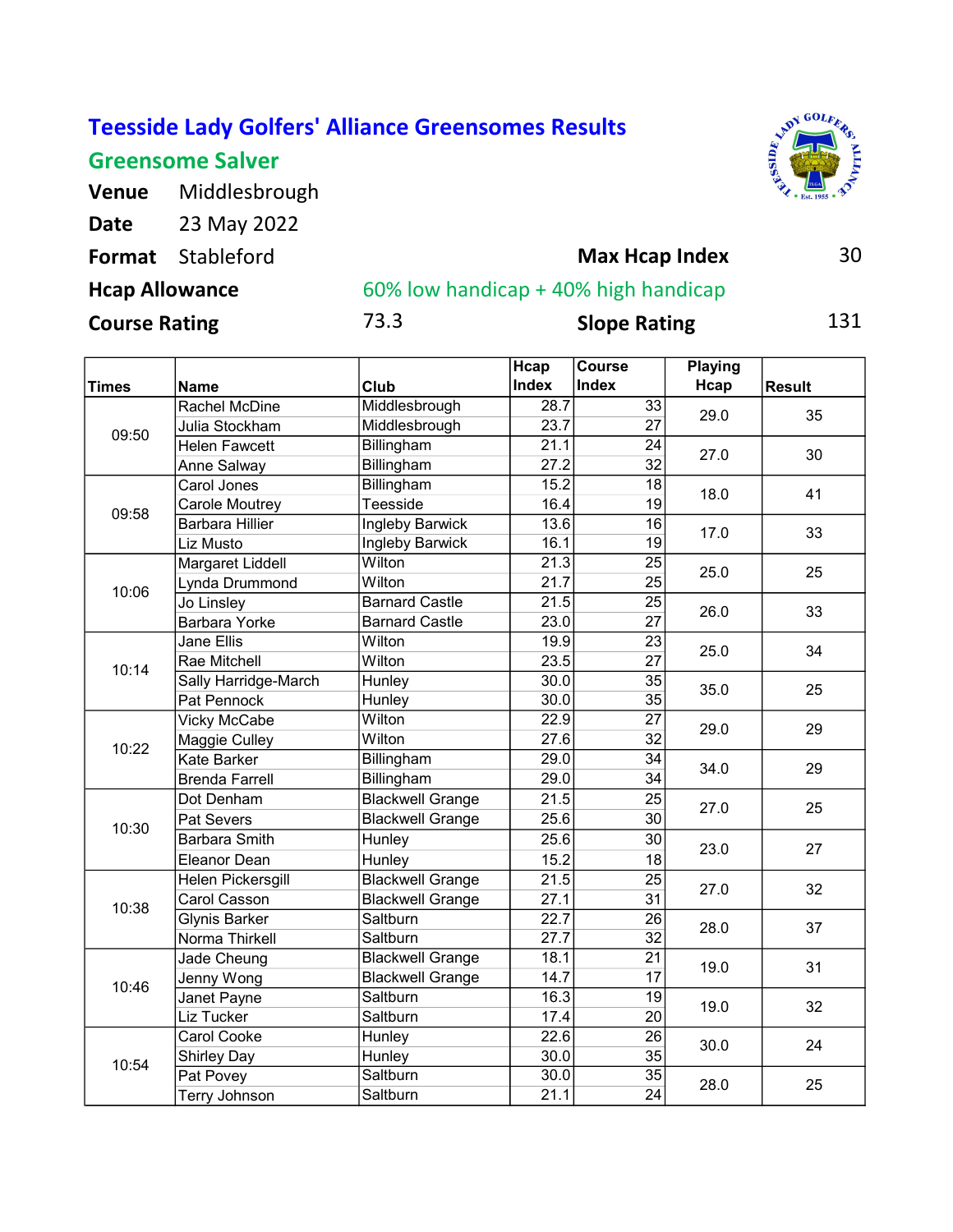# Teesside Lady Golfers' Alliance Greensomes Results

## Greensome Salver

**Venue** Middlesbrough

**Date** 23 May 2022

**Format** Stableford

**Max Hcap Index** 30

**Hcap Allowance** 60% low handicap + 40% high handicap

**Course Rating** 73.3

**Slope Rating** 131

| Times | Name | Club | Hcap Index | Course Index | Playing Hcap | Result |
|---|---|---|---|---|---|---|
| 09:50 | Rachel McDine | Middlesbrough | 28.7 | 33 | 29.0 | 35 |
| | Julia Stockham | Middlesbrough | 23.7 | 27 | | |
| | Helen Fawcett | Billingham | 21.1 | 24 | 27.0 | 30 |
| | Anne Salway | Billingham | 27.2 | 32 | | |
| 09:58 | Carol Jones | Billingham | 15.2 | 18 | 18.0 | 41 |
| | Carole Moutrey | Teesside | 16.4 | 19 | | |
| | Barbara Hillier | Ingleby Barwick | 13.6 | 16 | 17.0 | 33 |
| | Liz Musto | Ingleby Barwick | 16.1 | 19 | | |
| 10:06 | Margaret Liddell | Wilton | 21.3 | 25 | 25.0 | 25 |
| | Lynda Drummond | Wilton | 21.7 | 25 | | |
| | Jo Linsley | Barnard Castle | 21.5 | 25 | 26.0 | 33 |
| | Barbara Yorke | Barnard Castle | 23.0 | 27 | | |
| 10:14 | Jane Ellis | Wilton | 19.9 | 23 | 25.0 | 34 |
| | Rae Mitchell | Wilton | 23.5 | 27 | | |
| | Sally Harridge-March | Hunley | 30.0 | 35 | 35.0 | 25 |
| | Pat Pennock | Hunley | 30.0 | 35 | | |
| 10:22 | Vicky McCabe | Wilton | 22.9 | 27 | 29.0 | 29 |
| | Maggie Culley | Wilton | 27.6 | 32 | | |
| | Kate Barker | Billingham | 29.0 | 34 | 34.0 | 29 |
| | Brenda Farrell | Billingham | 29.0 | 34 | | |
| 10:30 | Dot Denham | Blackwell Grange | 21.5 | 25 | 27.0 | 25 |
| | Pat Severs | Blackwell Grange | 25.6 | 30 | | |
| | Barbara Smith | Hunley | 25.6 | 30 | 23.0 | 27 |
| | Eleanor Dean | Hunley | 15.2 | 18 | | |
| 10:38 | Helen Pickersgill | Blackwell Grange | 21.5 | 25 | 27.0 | 32 |
| | Carol Casson | Blackwell Grange | 27.1 | 31 | | |
| | Glynis Barker | Saltburn | 22.7 | 26 | 28.0 | 37 |
| | Norma Thirkell | Saltburn | 27.7 | 32 | | |
| 10:46 | Jade Cheung | Blackwell Grange | 18.1 | 21 | 19.0 | 31 |
| | Jenny Wong | Blackwell Grange | 14.7 | 17 | | |
| | Janet Payne | Saltburn | 16.3 | 19 | 19.0 | 32 |
| | Liz Tucker | Saltburn | 17.4 | 20 | | |
| 10:54 | Carol Cooke | Hunley | 22.6 | 26 | 30.0 | 24 |
| | Shirley Day | Hunley | 30.0 | 35 | | |
| | Pat Povey | Saltburn | 30.0 | 35 | 28.0 | 25 |
| | Terry Johnson | Saltburn | 21.1 | 24 | | |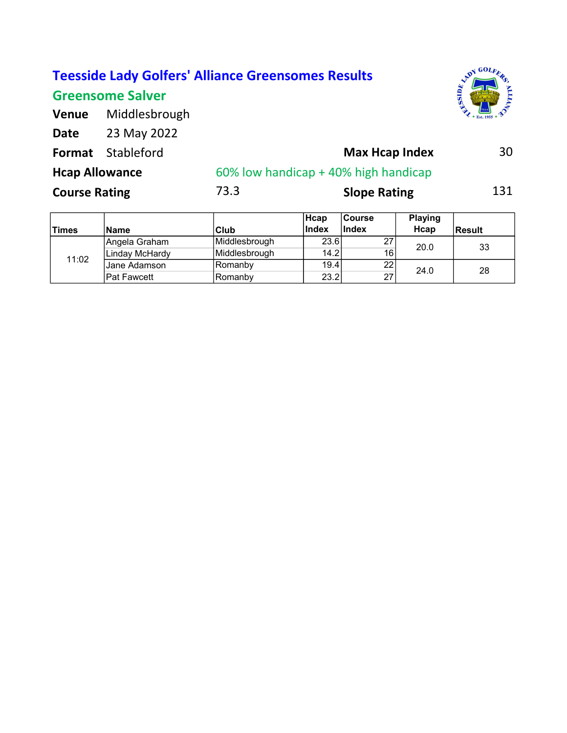# Teesside Lady Golfers' Alliance Greensomes Results

## Greensome Salver

**Venue** Middlesbrough

**Date** 23 May 2022

**Format** Stableford

**Max Hcap Index** 30

**Hcap Allowance** 60% low handicap + 40% high handicap

**Course Rating** 73.3

**Slope Rating** 131

| Times | Name | Club | Hcap Index | Course Index | Playing Hcap | Result |
|---|---|---|---|---|---|---|
| 11:02 | Angela Graham | Middlesbrough | 23.6 | 27 | 20.0 | 33 |
| | Linday McHardy | Middlesbrough | 14.2 | 16 | | |
| | Jane Adamson | Romanby | 19.4 | 22 | 24.0 | 28 |
| | Pat Fawcett | Romanby | 23.2 | 27 | | |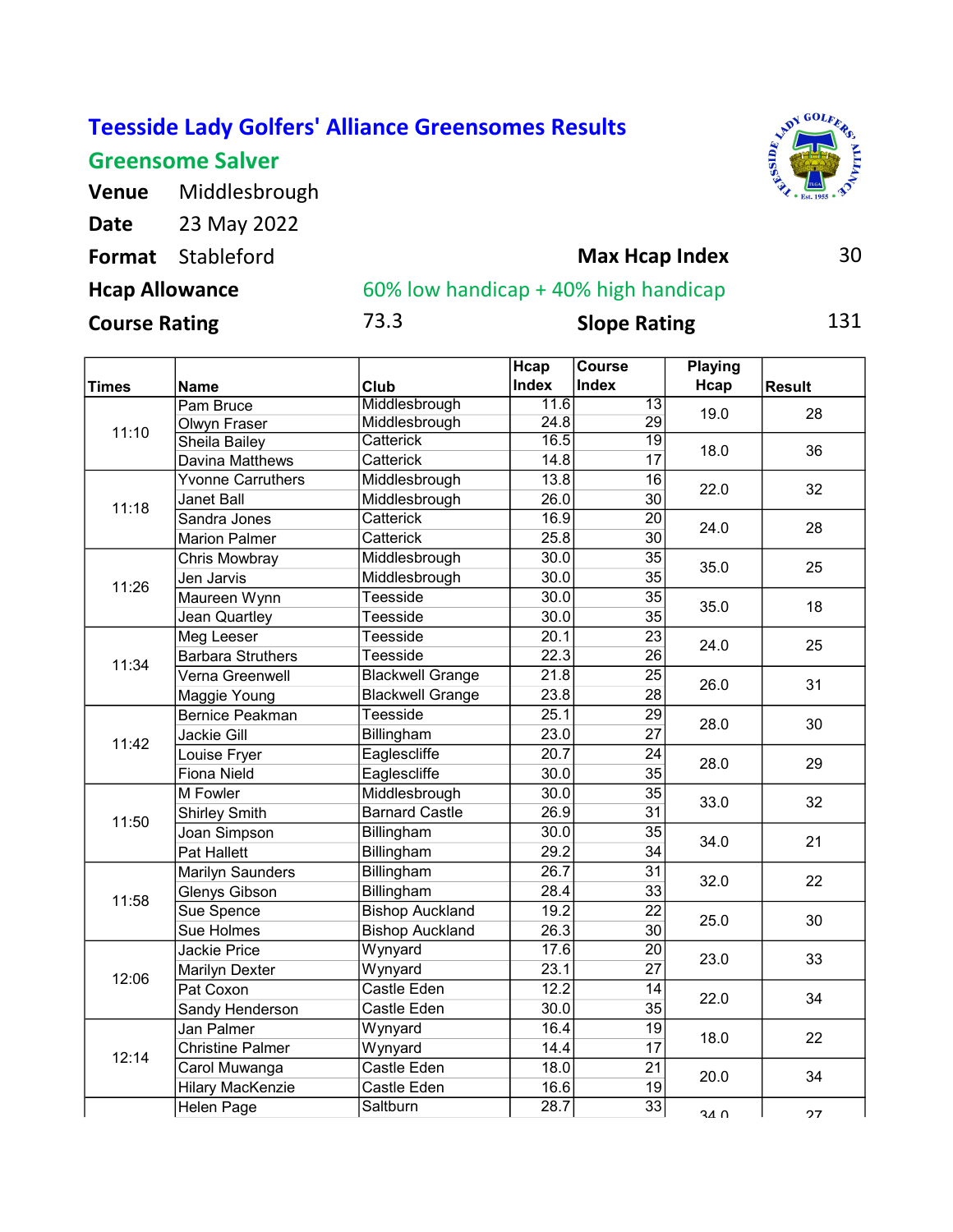# Teesside Lady Golfers' Alliance Greensomes Results

## Greensome Salver

**Venue** Middlesbrough

**Date** 23 May 2022

**Format** Stableford | **Max Hcap Index** 30

**Hcap Allowance** 60% low handicap + 40% high handicap

**Course Rating** 73.3 | **Slope Rating** 131

| Times | Name | Club | Hcap Index | Course Index | Playing Hcap | Result |
|---|---|---|---|---|---|---|
| 11:10 | Pam Bruce | Middlesbrough | 11.6 | 13 | 19.0 | 28 |
| | Olwyn Fraser | Middlesbrough | 24.8 | 29 | | |
| | Sheila Bailey | Catterick | 16.5 | 19 | 18.0 | 36 |
| | Davina Matthews | Catterick | 14.8 | 17 | | |
| 11:18 | Yvonne Carruthers | Middlesbrough | 13.8 | 16 | 22.0 | 32 |
| | Janet Ball | Middlesbrough | 26.0 | 30 | | |
| | Sandra Jones | Catterick | 16.9 | 20 | 24.0 | 28 |
| | Marion Palmer | Catterick | 25.8 | 30 | | |
| 11:26 | Chris Mowbray | Middlesbrough | 30.0 | 35 | 35.0 | 25 |
| | Jen Jarvis | Middlesbrough | 30.0 | 35 | | |
| | Maureen Wynn | Teesside | 30.0 | 35 | 35.0 | 18 |
| | Jean Quartley | Teesside | 30.0 | 35 | | |
| 11:34 | Meg Leeser | Teesside | 20.1 | 23 | 24.0 | 25 |
| | Barbara Struthers | Teesside | 22.3 | 26 | | |
| | Verna Greenwell | Blackwell Grange | 21.8 | 25 | 26.0 | 31 |
| | Maggie Young | Blackwell Grange | 23.8 | 28 | | |
| 11:42 | Bernice Peakman | Teesside | 25.1 | 29 | 28.0 | 30 |
| | Jackie Gill | Billingham | 23.0 | 27 | | |
| | Louise Fryer | Eaglescliffe | 20.7 | 24 | 28.0 | 29 |
| | Fiona Nield | Eaglescliffe | 30.0 | 35 | | |
| 11:50 | M Fowler | Middlesbrough | 30.0 | 35 | 33.0 | 32 |
| | Shirley Smith | Barnard Castle | 26.9 | 31 | | |
| | Joan Simpson | Billingham | 30.0 | 35 | 34.0 | 21 |
| | Pat Hallett | Billingham | 29.2 | 34 | | |
| 11:58 | Marilyn Saunders | Billingham | 26.7 | 31 | 32.0 | 22 |
| | Glenys Gibson | Billingham | 28.4 | 33 | | |
| | Sue Spence | Bishop Auckland | 19.2 | 22 | 25.0 | 30 |
| | Sue Holmes | Bishop Auckland | 26.3 | 30 | | |
| 12:06 | Jackie Price | Wynyard | 17.6 | 20 | 23.0 | 33 |
| | Marilyn Dexter | Wynyard | 23.1 | 27 | | |
| | Pat Coxon | Castle Eden | 12.2 | 14 | 22.0 | 34 |
| | Sandy Henderson | Castle Eden | 30.0 | 35 | | |
| 12:14 | Jan Palmer | Wynyard | 16.4 | 19 | 18.0 | 22 |
| | Christine Palmer | Wynyard | 14.4 | 17 | | |
| | Carol Muwanga | Castle Eden | 18.0 | 21 | 20.0 | 34 |
| | Hilary MacKenzie | Castle Eden | 16.6 | 19 | | |
| | Helen Page | Saltburn | 28.7 | 33 | 34.0 | 27 |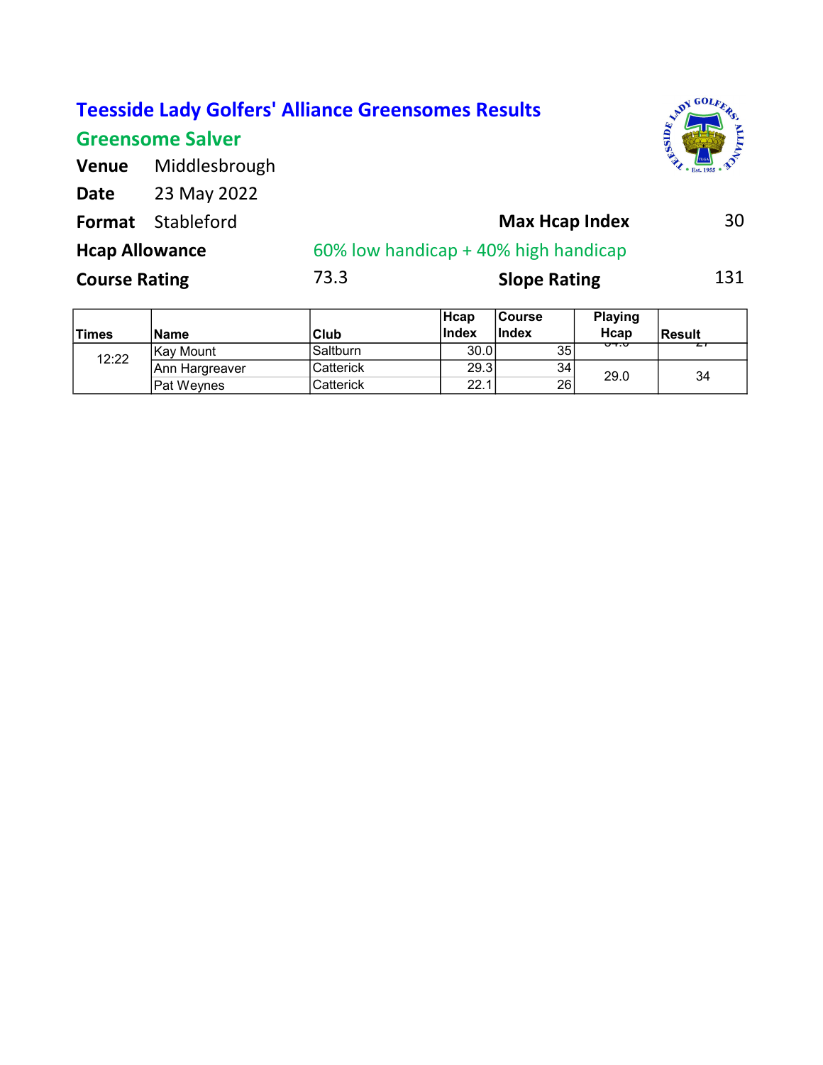# Teesside Lady Golfers' Alliance Greensomes Results

## Greensome Salver

**Venue** Middlesbrough

**Date** 23 May 2022

**Format** Stableford

**Max Hcap Index** 30

**Hcap Allowance** 60% low handicap + 40% high handicap

**Course Rating** 73.3

**Slope Rating** 131

| Times | Name | Club | Hcap Index | Course Index | Playing Hcap | Result |
|---|---|---|---|---|---|---|
| 12:22 | Kay Mount | Saltburn | 30.0 | 35 | 34.0 | 27 |
| | Ann Hargreaver | Catterick | 29.3 | 34 | 29.0 | 34 |
| | Pat Weynes | Catterick | 22.1 | 26 | | |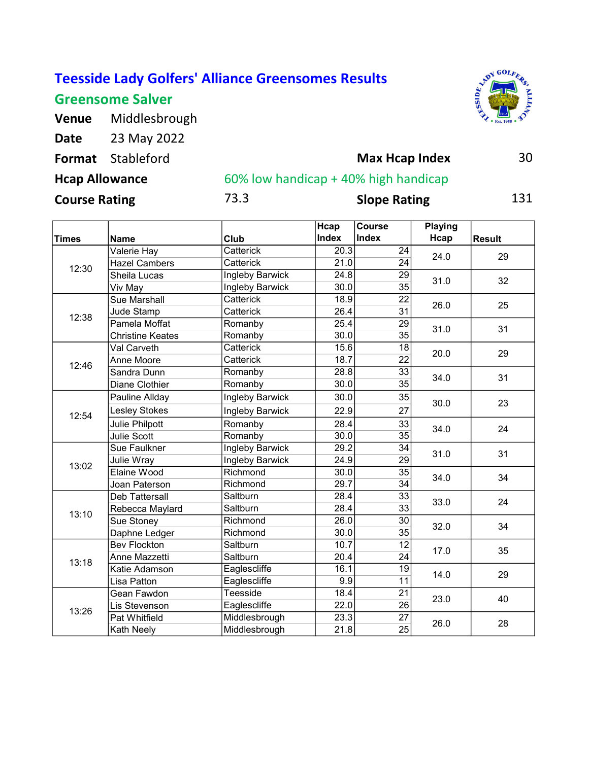# Teesside Lady Golfers' Alliance Greensomes Results

## Greensome Salver

**Venue** Middlesbrough

**Date** 23 May 2022

**Format** Stableford **Max Hcap Index** 30

**Hcap Allowance** 60% low handicap + 40% high handicap

**Course Rating** 73.3 **Slope Rating** 131

| Times | Name | Club | Hcap Index | Course Index | Playing Hcap | Result |
|---|---|---|---|---|---|---|
| 12:30 | Valerie Hay | Catterick | 20.3 | 24 | 24.0 | 29 |
| | Hazel Cambers | Catterick | 21.0 | 24 | | |
| | Sheila Lucas | Ingleby Barwick | 24.8 | 29 | 31.0 | 32 |
| | Viv May | Ingleby Barwick | 30.0 | 35 | | |
| 12:38 | Sue Marshall | Catterick | 18.9 | 22 | 26.0 | 25 |
| | Jude Stamp | Catterick | 26.4 | 31 | | |
| | Pamela Moffat | Romanby | 25.4 | 29 | 31.0 | 31 |
| | Christine Keates | Romanby | 30.0 | 35 | | |
| 12:46 | Val Carveth | Catterick | 15.6 | 18 | 20.0 | 29 |
| | Anne Moore | Catterick | 18.7 | 22 | | |
| | Sandra Dunn | Romanby | 28.8 | 33 | 34.0 | 31 |
| | Diane Clothier | Romanby | 30.0 | 35 | | |
| 12:54 | Pauline Allday | Ingleby Barwick | 30.0 | 35 | 30.0 | 23 |
| | Lesley Stokes | Ingleby Barwick | 22.9 | 27 | | |
| | Julie Philpott | Romanby | 28.4 | 33 | 34.0 | 24 |
| | Julie Scott | Romanby | 30.0 | 35 | | |
| 13:02 | Sue Faulkner | Ingleby Barwick | 29.2 | 34 | 31.0 | 31 |
| | Julie Wray | Ingleby Barwick | 24.9 | 29 | | |
| | Elaine Wood | Richmond | 30.0 | 35 | 34.0 | 34 |
| | Joan Paterson | Richmond | 29.7 | 34 | | |
| 13:10 | Deb Tattersall | Saltburn | 28.4 | 33 | 33.0 | 24 |
| | Rebecca Maylard | Saltburn | 28.4 | 33 | | |
| | Sue Stoney | Richmond | 26.0 | 30 | 32.0 | 34 |
| | Daphne Ledger | Richmond | 30.0 | 35 | | |
| 13:18 | Bev Flockton | Saltburn | 10.7 | 12 | 17.0 | 35 |
| | Anne Mazzetti | Saltburn | 20.4 | 24 | | |
| | Katie Adamson | Eaglescliffe | 16.1 | 19 | 14.0 | 29 |
| | Lisa Patton | Eaglescliffe | 9.9 | 11 | | |
| 13:26 | Gean Fawdon | Teesside | 18.4 | 21 | 23.0 | 40 |
| | Lis Stevenson | Eaglescliffe | 22.0 | 26 | | |
| | Pat Whitfield | Middlesbrough | 23.3 | 27 | 26.0 | 28 |
| | Kath Neely | Middlesbrough | 21.8 | 25 | | |